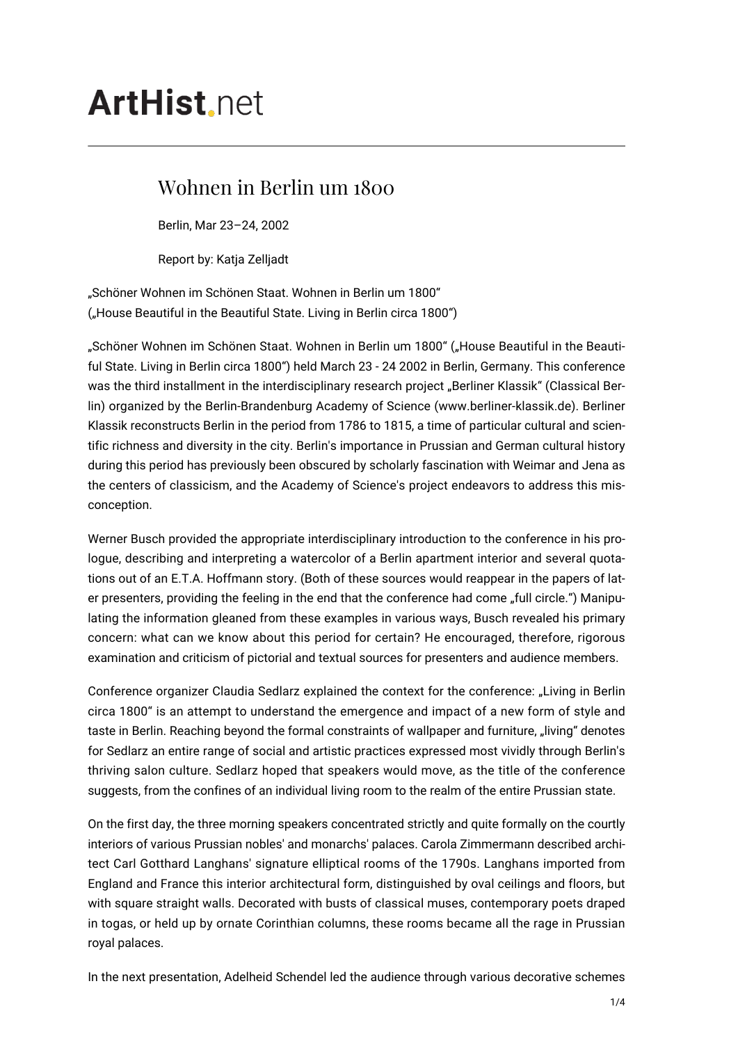# ArtHist.net

## Wohnen in Berlin um 1800

Berlin, Mar 23–24, 2002

Report by: Katja Zelljadt

„Schöner Wohnen im Schönen Staat. Wohnen in Berlin um 1800"
(„House Beautiful in the Beautiful State. Living in Berlin circa 1800")

„Schöner Wohnen im Schönen Staat. Wohnen in Berlin um 1800" („House Beautiful in the Beautiful State. Living in Berlin circa 1800") held March 23 - 24 2002 in Berlin, Germany. This conference was the third installment in the interdisciplinary research project „Berliner Klassik" (Classical Berlin) organized by the Berlin-Brandenburg Academy of Science (www.berliner-klassik.de). Berliner Klassik reconstructs Berlin in the period from 1786 to 1815, a time of particular cultural and scientific richness and diversity in the city. Berlin's importance in Prussian and German cultural history during this period has previously been obscured by scholarly fascination with Weimar and Jena as the centers of classicism, and the Academy of Science's project endeavors to address this misconception.

Werner Busch provided the appropriate interdisciplinary introduction to the conference in his prologue, describing and interpreting a watercolor of a Berlin apartment interior and several quotations out of an E.T.A. Hoffmann story. (Both of these sources would reappear in the papers of later presenters, providing the feeling in the end that the conference had come „full circle.") Manipulating the information gleaned from these examples in various ways, Busch revealed his primary concern: what can we know about this period for certain? He encouraged, therefore, rigorous examination and criticism of pictorial and textual sources for presenters and audience members.

Conference organizer Claudia Sedlarz explained the context for the conference: „Living in Berlin circa 1800" is an attempt to understand the emergence and impact of a new form of style and taste in Berlin. Reaching beyond the formal constraints of wallpaper and furniture, „living" denotes for Sedlarz an entire range of social and artistic practices expressed most vividly through Berlin's thriving salon culture. Sedlarz hoped that speakers would move, as the title of the conference suggests, from the confines of an individual living room to the realm of the entire Prussian state.

On the first day, the three morning speakers concentrated strictly and quite formally on the courtly interiors of various Prussian nobles' and monarchs' palaces. Carola Zimmermann described architect Carl Gotthard Langhans' signature elliptical rooms of the 1790s. Langhans imported from England and France this interior architectural form, distinguished by oval ceilings and floors, but with square straight walls. Decorated with busts of classical muses, contemporary poets draped in togas, or held up by ornate Corinthian columns, these rooms became all the rage in Prussian royal palaces.

In the next presentation, Adelheid Schendel led the audience through various decorative schemes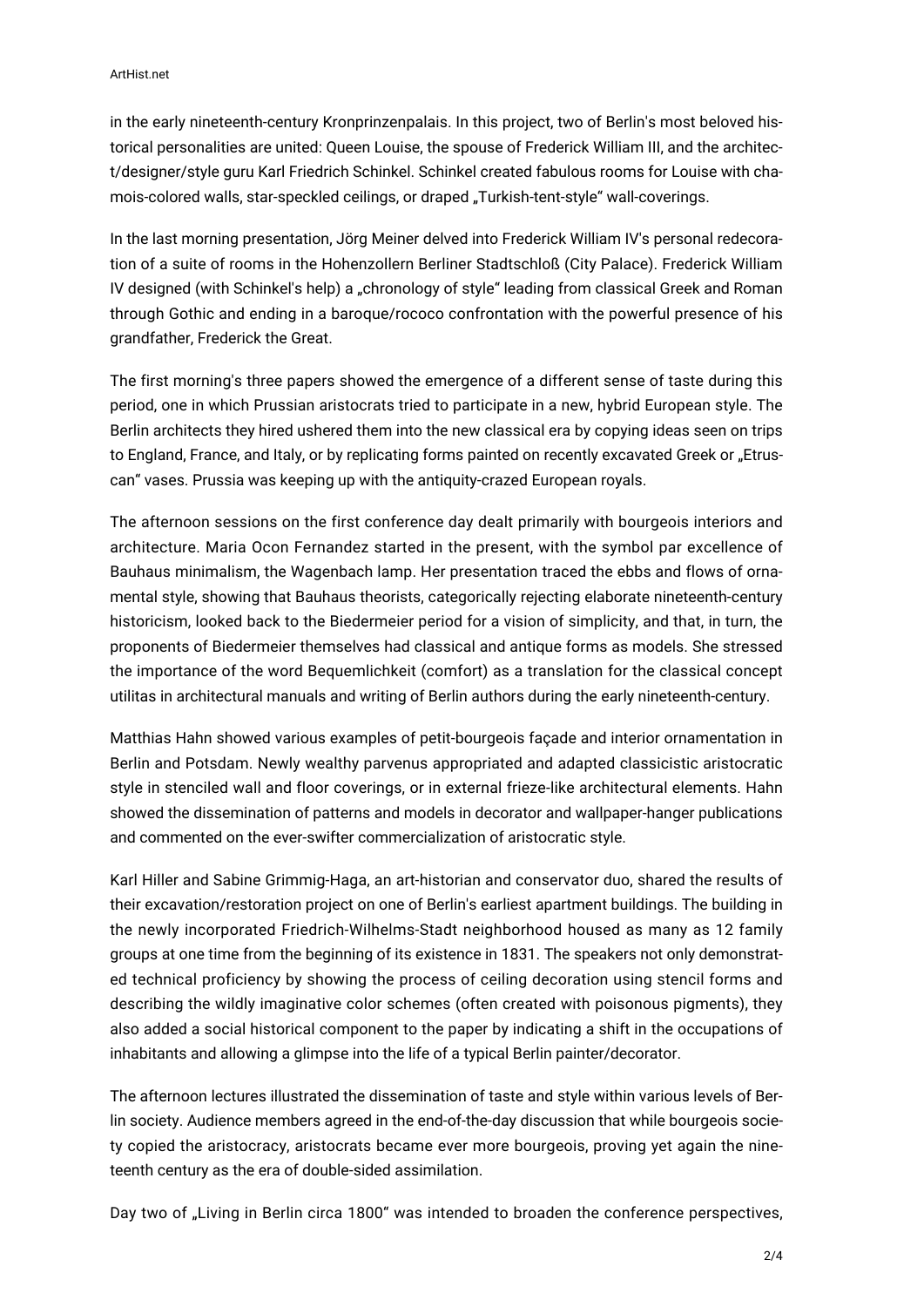in the early nineteenth-century Kronprinzenpalais. In this project, two of Berlin's most beloved historical personalities are united: Queen Louise, the spouse of Frederick William III, and the architect/designer/style guru Karl Friedrich Schinkel. Schinkel created fabulous rooms for Louise with chamois-colored walls, star-speckled ceilings, or draped „Turkish-tent-style" wall-coverings.

In the last morning presentation, Jörg Meiner delved into Frederick William IV's personal redecoration of a suite of rooms in the Hohenzollern Berliner Stadtschloß (City Palace). Frederick William IV designed (with Schinkel's help) a „chronology of style" leading from classical Greek and Roman through Gothic and ending in a baroque/rococo confrontation with the powerful presence of his grandfather, Frederick the Great.

The first morning's three papers showed the emergence of a different sense of taste during this period, one in which Prussian aristocrats tried to participate in a new, hybrid European style. The Berlin architects they hired ushered them into the new classical era by copying ideas seen on trips to England, France, and Italy, or by replicating forms painted on recently excavated Greek or „Etruscan" vases. Prussia was keeping up with the antiquity-crazed European royals.

The afternoon sessions on the first conference day dealt primarily with bourgeois interiors and architecture. Maria Ocon Fernandez started in the present, with the symbol par excellence of Bauhaus minimalism, the Wagenbach lamp. Her presentation traced the ebbs and flows of ornamental style, showing that Bauhaus theorists, categorically rejecting elaborate nineteenth-century historicism, looked back to the Biedermeier period for a vision of simplicity, and that, in turn, the proponents of Biedermeier themselves had classical and antique forms as models. She stressed the importance of the word Bequemlichkeit (comfort) as a translation for the classical concept utilitas in architectural manuals and writing of Berlin authors during the early nineteenth-century.

Matthias Hahn showed various examples of petit-bourgeois façade and interior ornamentation in Berlin and Potsdam. Newly wealthy parvenus appropriated and adapted classicistic aristocratic style in stenciled wall and floor coverings, or in external frieze-like architectural elements. Hahn showed the dissemination of patterns and models in decorator and wallpaper-hanger publications and commented on the ever-swifter commercialization of aristocratic style.

Karl Hiller and Sabine Grimmig-Haga, an art-historian and conservator duo, shared the results of their excavation/restoration project on one of Berlin's earliest apartment buildings. The building in the newly incorporated Friedrich-Wilhelms-Stadt neighborhood housed as many as 12 family groups at one time from the beginning of its existence in 1831. The speakers not only demonstrated technical proficiency by showing the process of ceiling decoration using stencil forms and describing the wildly imaginative color schemes (often created with poisonous pigments), they also added a social historical component to the paper by indicating a shift in the occupations of inhabitants and allowing a glimpse into the life of a typical Berlin painter/decorator.

The afternoon lectures illustrated the dissemination of taste and style within various levels of Berlin society. Audience members agreed in the end-of-the-day discussion that while bourgeois society copied the aristocracy, aristocrats became ever more bourgeois, proving yet again the nineteenth century as the era of double-sided assimilation.

Day two of „Living in Berlin circa 1800" was intended to broaden the conference perspectives,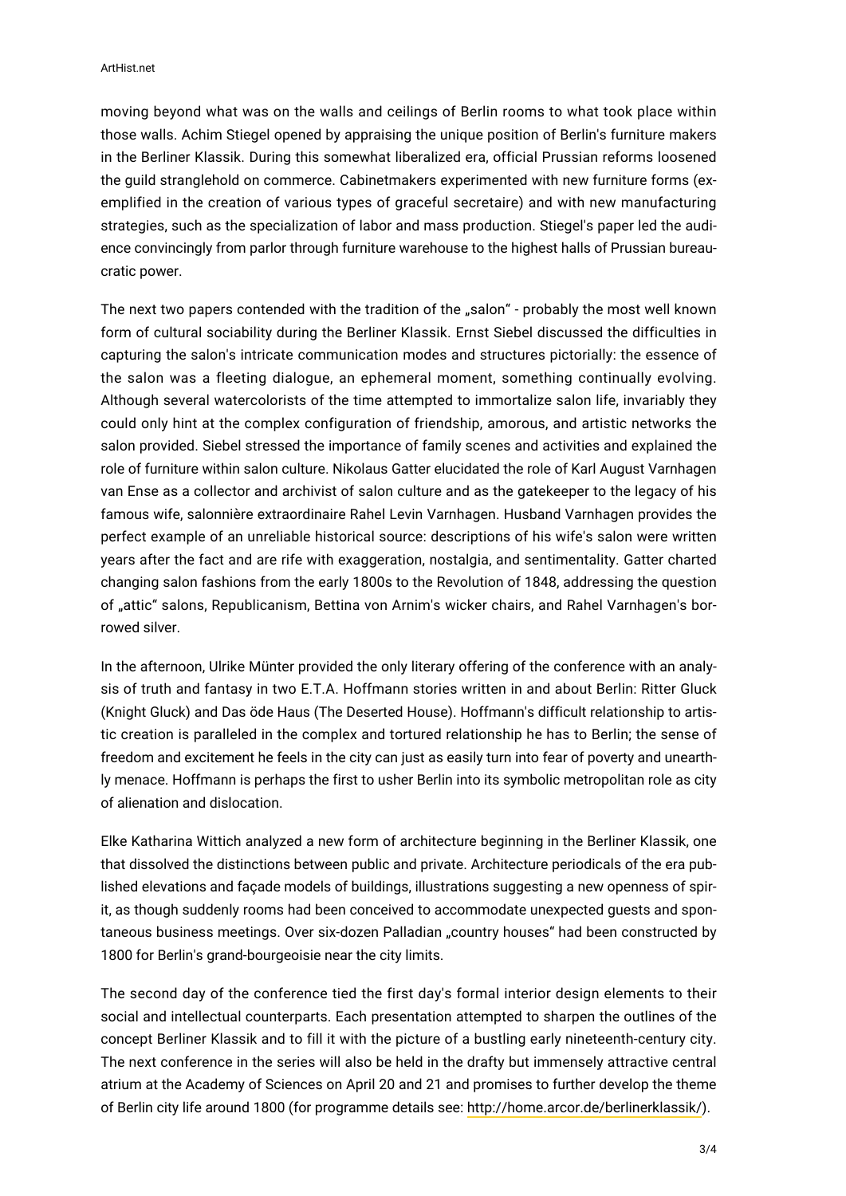moving beyond what was on the walls and ceilings of Berlin rooms to what took place within those walls. Achim Stiegel opened by appraising the unique position of Berlin's furniture makers in the Berliner Klassik. During this somewhat liberalized era, official Prussian reforms loosened the guild stranglehold on commerce. Cabinetmakers experimented with new furniture forms (exemplified in the creation of various types of graceful secretaire) and with new manufacturing strategies, such as the specialization of labor and mass production. Stiegel's paper led the audience convincingly from parlor through furniture warehouse to the highest halls of Prussian bureaucratic power.

The next two papers contended with the tradition of the „salon" - probably the most well known form of cultural sociability during the Berliner Klassik. Ernst Siebel discussed the difficulties in capturing the salon's intricate communication modes and structures pictorially: the essence of the salon was a fleeting dialogue, an ephemeral moment, something continually evolving. Although several watercolorists of the time attempted to immortalize salon life, invariably they could only hint at the complex configuration of friendship, amorous, and artistic networks the salon provided. Siebel stressed the importance of family scenes and activities and explained the role of furniture within salon culture. Nikolaus Gatter elucidated the role of Karl August Varnhagen van Ense as a collector and archivist of salon culture and as the gatekeeper to the legacy of his famous wife, salonnière extraordinaire Rahel Levin Varnhagen. Husband Varnhagen provides the perfect example of an unreliable historical source: descriptions of his wife's salon were written years after the fact and are rife with exaggeration, nostalgia, and sentimentality. Gatter charted changing salon fashions from the early 1800s to the Revolution of 1848, addressing the question of „attic" salons, Republicanism, Bettina von Arnim's wicker chairs, and Rahel Varnhagen's borrowed silver.

In the afternoon, Ulrike Münter provided the only literary offering of the conference with an analysis of truth and fantasy in two E.T.A. Hoffmann stories written in and about Berlin: Ritter Gluck (Knight Gluck) and Das öde Haus (The Deserted House). Hoffmann's difficult relationship to artistic creation is paralleled in the complex and tortured relationship he has to Berlin; the sense of freedom and excitement he feels in the city can just as easily turn into fear of poverty and unearthly menace. Hoffmann is perhaps the first to usher Berlin into its symbolic metropolitan role as city of alienation and dislocation.

Elke Katharina Wittich analyzed a new form of architecture beginning in the Berliner Klassik, one that dissolved the distinctions between public and private. Architecture periodicals of the era published elevations and façade models of buildings, illustrations suggesting a new openness of spirit, as though suddenly rooms had been conceived to accommodate unexpected guests and spontaneous business meetings. Over six-dozen Palladian „country houses" had been constructed by 1800 for Berlin's grand-bourgeoisie near the city limits.

The second day of the conference tied the first day's formal interior design elements to their social and intellectual counterparts. Each presentation attempted to sharpen the outlines of the concept Berliner Klassik and to fill it with the picture of a bustling early nineteenth-century city. The next conference in the series will also be held in the drafty but immensely attractive central atrium at the Academy of Sciences on April 20 and 21 and promises to further develop the theme of Berlin city life around 1800 (for programme details see: http://home.arcor.de/berlinerklassik/).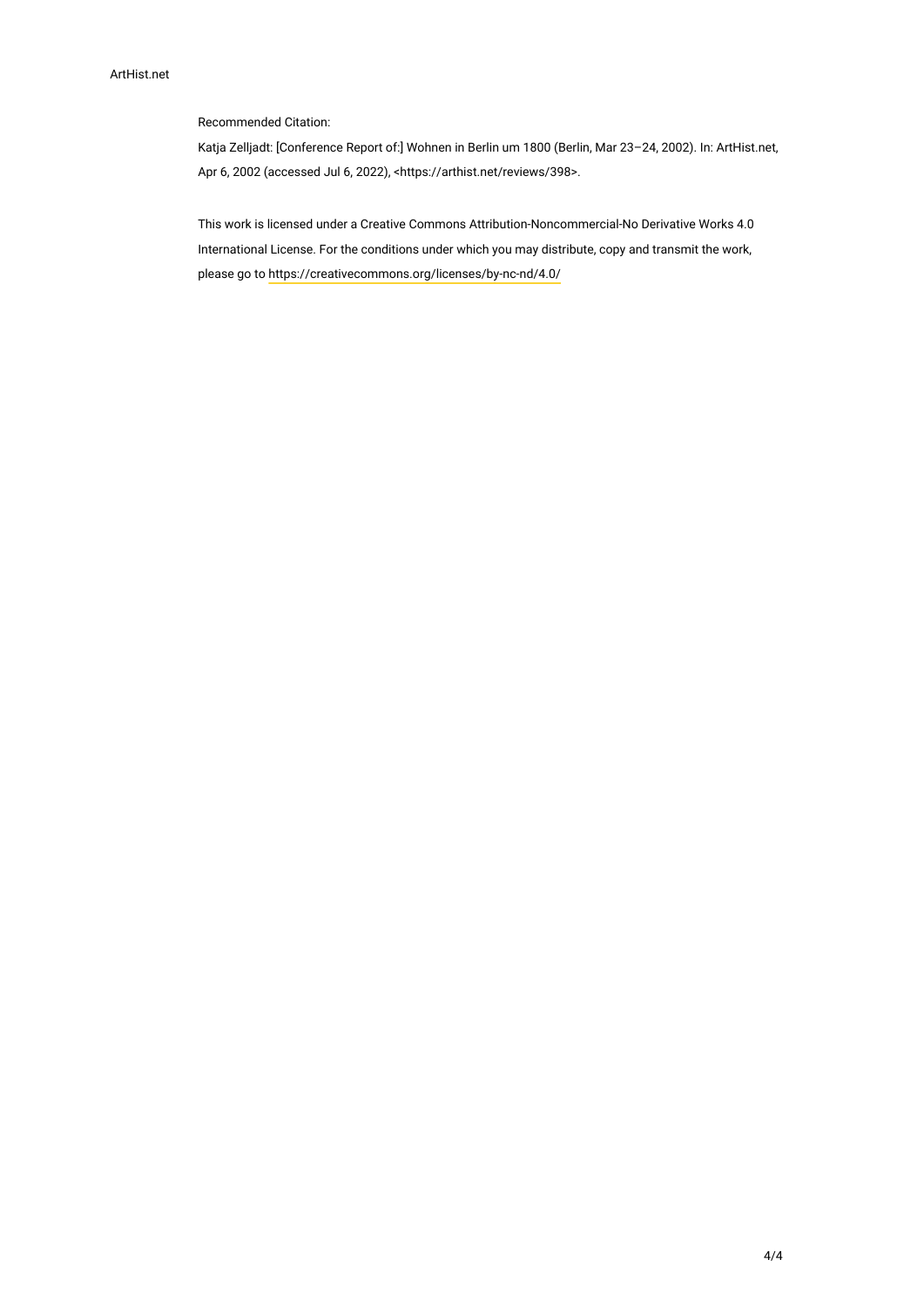Recommended Citation:

Katja Zelljadt: [Conference Report of:] Wohnen in Berlin um 1800 (Berlin, Mar 23–24, 2002). In: ArtHist.net, Apr 6, 2002 (accessed Jul 6, 2022), <https://arthist.net/reviews/398>.

This work is licensed under a Creative Commons Attribution-Noncommercial-No Derivative Works 4.0 International License. For the conditions under which you may distribute, copy and transmit the work, please go to https://creativecommons.org/licenses/by-nc-nd/4.0/